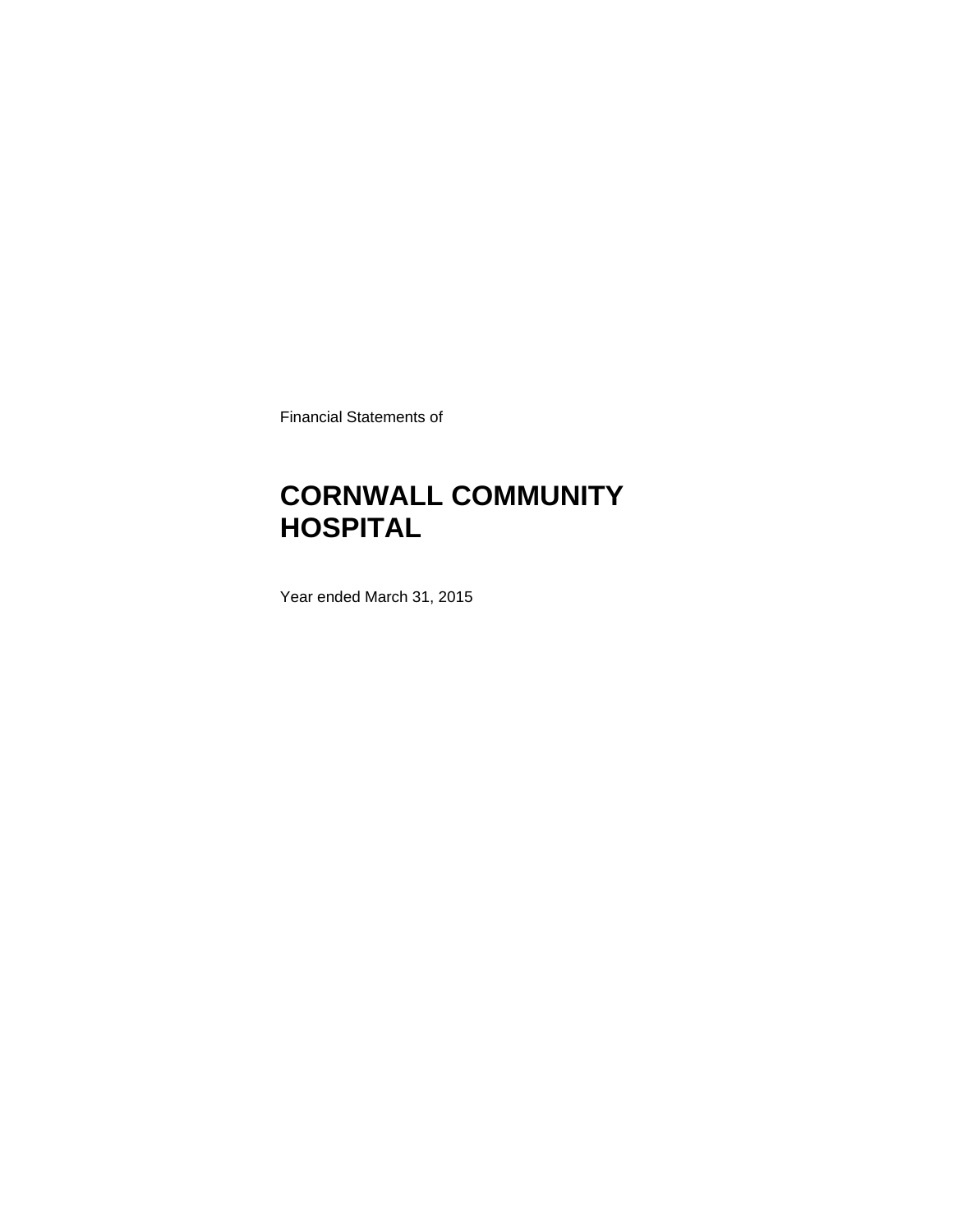Financial Statements of

# CORNWALL COMMUNITY HOSPITAL

Year ended March 31, 2015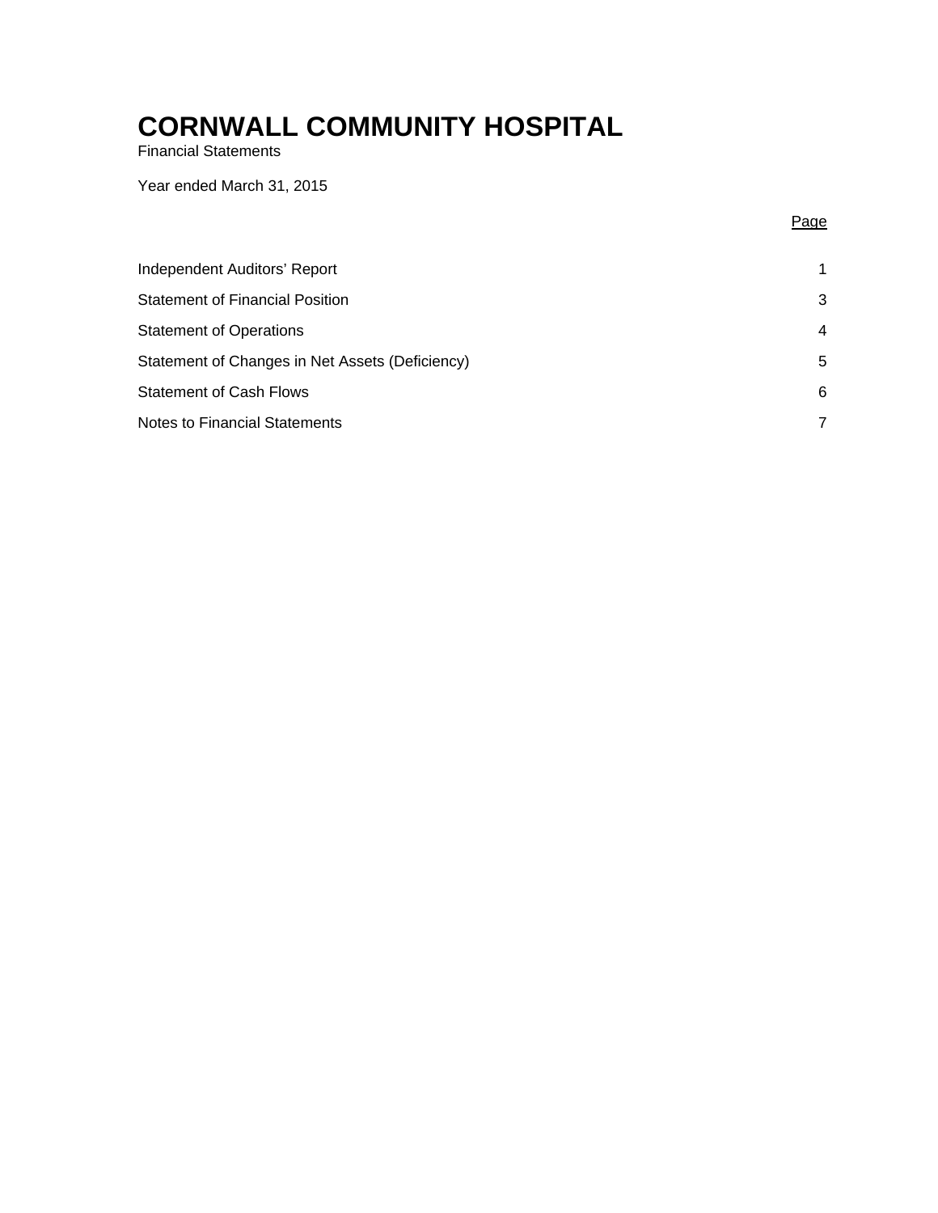# CORNWALL COMMUNITY HOSPITAL

Financial Statements

Year ended March 31, 2015

| | Page |
|---|---|
| Independent Auditors' Report | 1 |
| Statement of Financial Position | 3 |
| Statement of Operations | 4 |
| Statement of Changes in Net Assets (Deficiency) | 5 |
| Statement of Cash Flows | 6 |
| Notes to Financial Statements | 7 |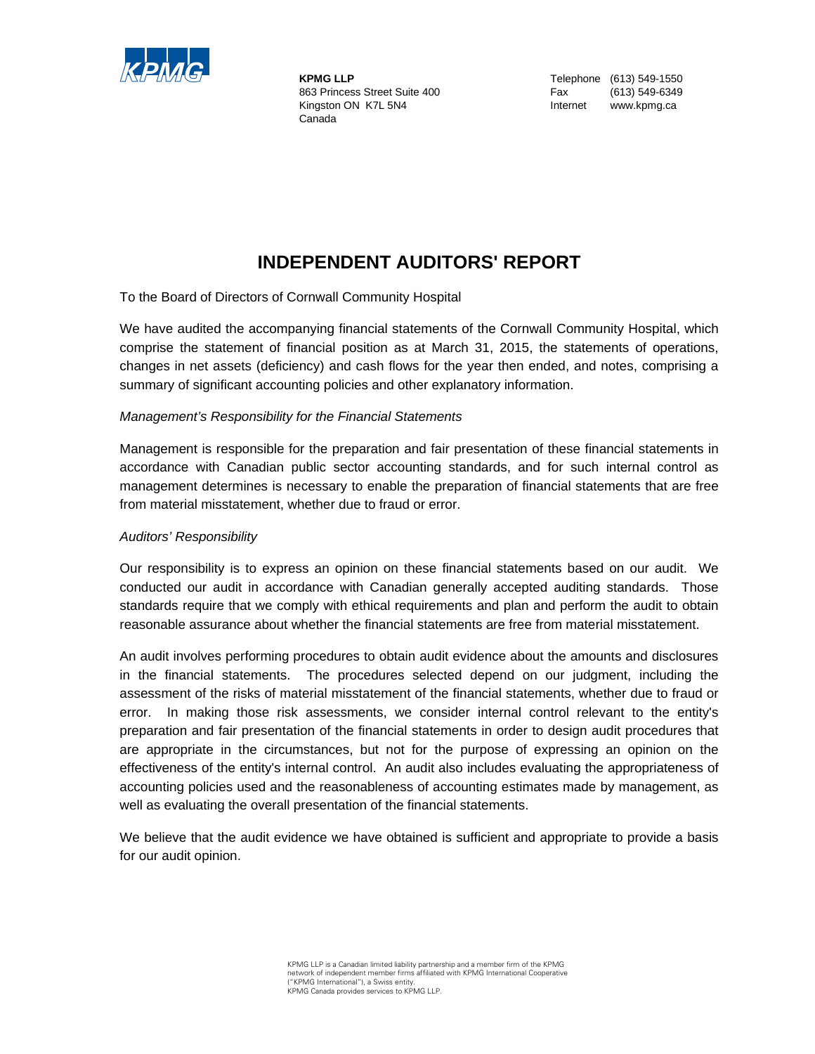**KPMG LLP**
863 Princess Street Suite 400
Kingston ON K7L 5N4
Canada

Telephone (613) 549-1550
Fax (613) 549-6349
Internet www.kpmg.ca

# INDEPENDENT AUDITORS' REPORT

To the Board of Directors of Cornwall Community Hospital

We have audited the accompanying financial statements of the Cornwall Community Hospital, which comprise the statement of financial position as at March 31, 2015, the statements of operations, changes in net assets (deficiency) and cash flows for the year then ended, and notes, comprising a summary of significant accounting policies and other explanatory information.

*Management's Responsibility for the Financial Statements*

Management is responsible for the preparation and fair presentation of these financial statements in accordance with Canadian public sector accounting standards, and for such internal control as management determines is necessary to enable the preparation of financial statements that are free from material misstatement, whether due to fraud or error.

*Auditors' Responsibility*

Our responsibility is to express an opinion on these financial statements based on our audit. We conducted our audit in accordance with Canadian generally accepted auditing standards. Those standards require that we comply with ethical requirements and plan and perform the audit to obtain reasonable assurance about whether the financial statements are free from material misstatement.

An audit involves performing procedures to obtain audit evidence about the amounts and disclosures in the financial statements. The procedures selected depend on our judgment, including the assessment of the risks of material misstatement of the financial statements, whether due to fraud or error. In making those risk assessments, we consider internal control relevant to the entity's preparation and fair presentation of the financial statements in order to design audit procedures that are appropriate in the circumstances, but not for the purpose of expressing an opinion on the effectiveness of the entity's internal control. An audit also includes evaluating the appropriateness of accounting policies used and the reasonableness of accounting estimates made by management, as well as evaluating the overall presentation of the financial statements.

We believe that the audit evidence we have obtained is sufficient and appropriate to provide a basis for our audit opinion.

KPMG LLP is a Canadian limited liability partnership and a member firm of the KPMG network of independent member firms affiliated with KPMG International Cooperative ("KPMG International"), a Swiss entity.
KPMG Canada provides services to KPMG LLP.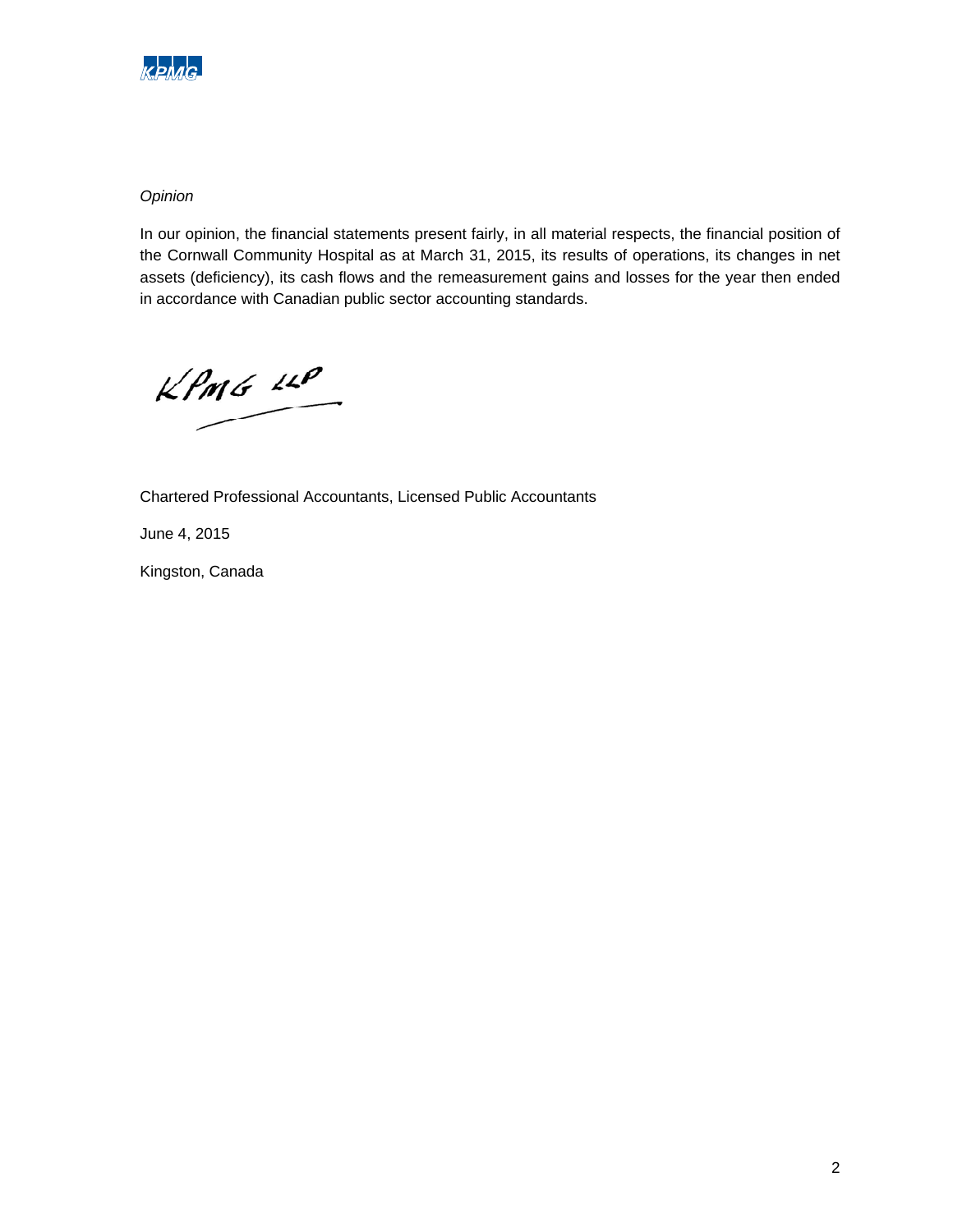*Opinion*

In our opinion, the financial statements present fairly, in all material respects, the financial position of the Cornwall Community Hospital as at March 31, 2015, its results of operations, its changes in net assets (deficiency), its cash flows and the remeasurement gains and losses for the year then ended in accordance with Canadian public sector accounting standards.

KPMG LLP

Chartered Professional Accountants, Licensed Public Accountants

June 4, 2015

Kingston, Canada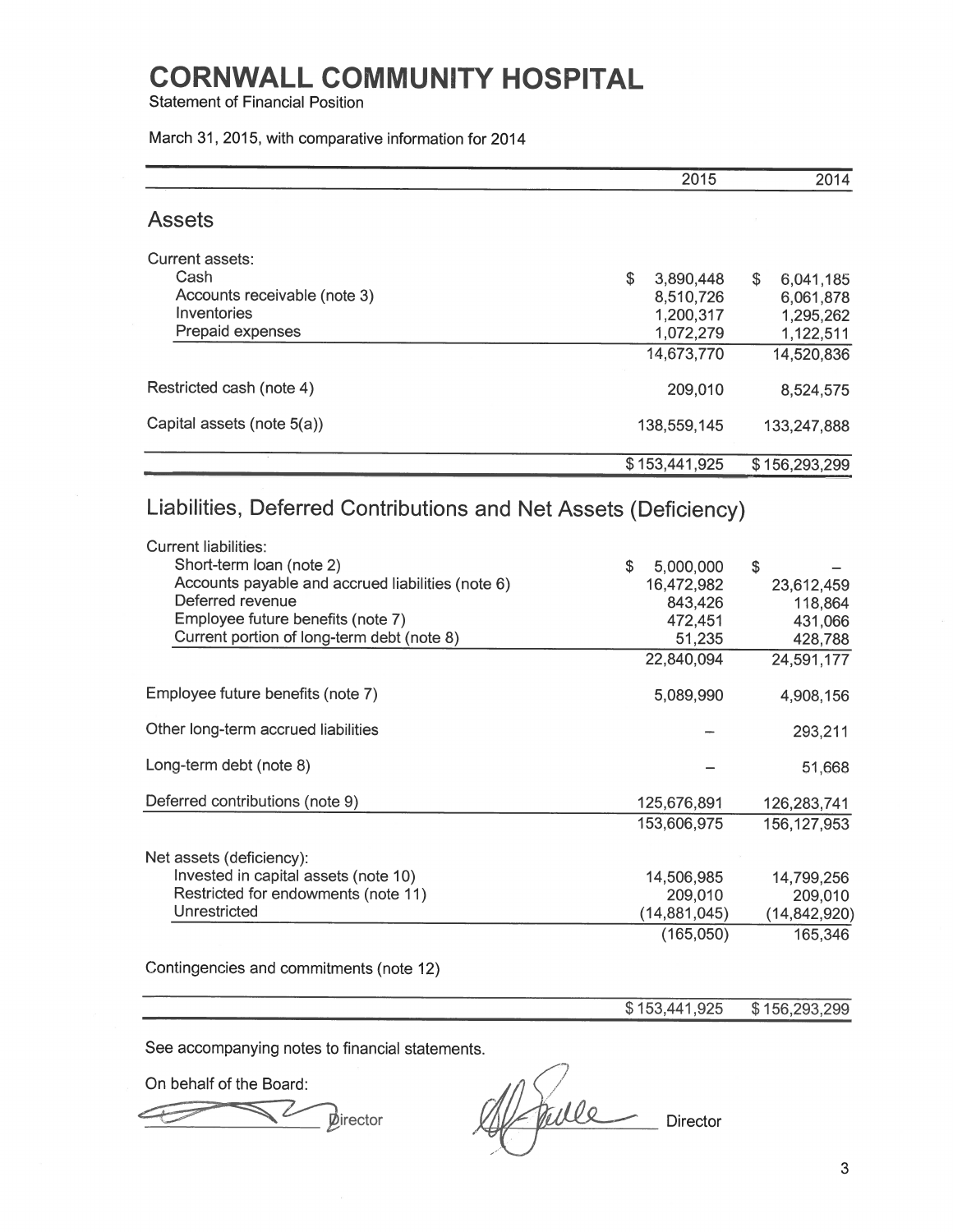# CORNWALL COMMUNITY HOSPITAL

Statement of Financial Position

March 31, 2015, with comparative information for 2014

| | 2015 | 2014 |
|---|---|---|
| **Assets** | | |
| Current assets: | | |
| Cash | $ 3,890,448 | $ 6,041,185 |
| Accounts receivable (note 3) | 8,510,726 | 6,061,878 |
| Inventories | 1,200,317 | 1,295,262 |
| Prepaid expenses | 1,072,279 | 1,122,511 |
| | 14,673,770 | 14,520,836 |
| Restricted cash (note 4) | 209,010 | 8,524,575 |
| Capital assets (note 5(a)) | 138,559,145 | 133,247,888 |
| | $ 153,441,925 | $ 156,293,299 |
| **Liabilities, Deferred Contributions and Net Assets (Deficiency)** | | |
| Current liabilities: | | |
| Short-term loan (note 2) | $ 5,000,000 | $ – |
| Accounts payable and accrued liabilities (note 6) | 16,472,982 | 23,612,459 |
| Deferred revenue | 843,426 | 118,864 |
| Employee future benefits (note 7) | 472,451 | 431,066 |
| Current portion of long-term debt (note 8) | 51,235 | 428,788 |
| | 22,840,094 | 24,591,177 |
| Employee future benefits (note 7) | 5,089,990 | 4,908,156 |
| Other long-term accrued liabilities | – | 293,211 |
| Long-term debt (note 8) | – | 51,668 |
| Deferred contributions (note 9) | 125,676,891 | 126,283,741 |
| | 153,606,975 | 156,127,953 |
| Net assets (deficiency): | | |
| Invested in capital assets (note 10) | 14,506,985 | 14,799,256 |
| Restricted for endowments (note 11) | 209,010 | 209,010 |
| Unrestricted | (14,881,045) | (14,842,920) |
| | (165,050) | 165,346 |
| Contingencies and commitments (note 12) | | |
| | $ 153,441,925 | $ 156,293,299 |

See accompanying notes to financial statements.

On behalf of the Board:

\_\_\_\_\_\_\_\_\_\_\_\_\_\_\_\_\_\_ Director &nbsp;&nbsp;&nbsp;&nbsp; \_\_\_\_\_\_\_\_\_\_\_\_\_\_\_\_\_\_ Director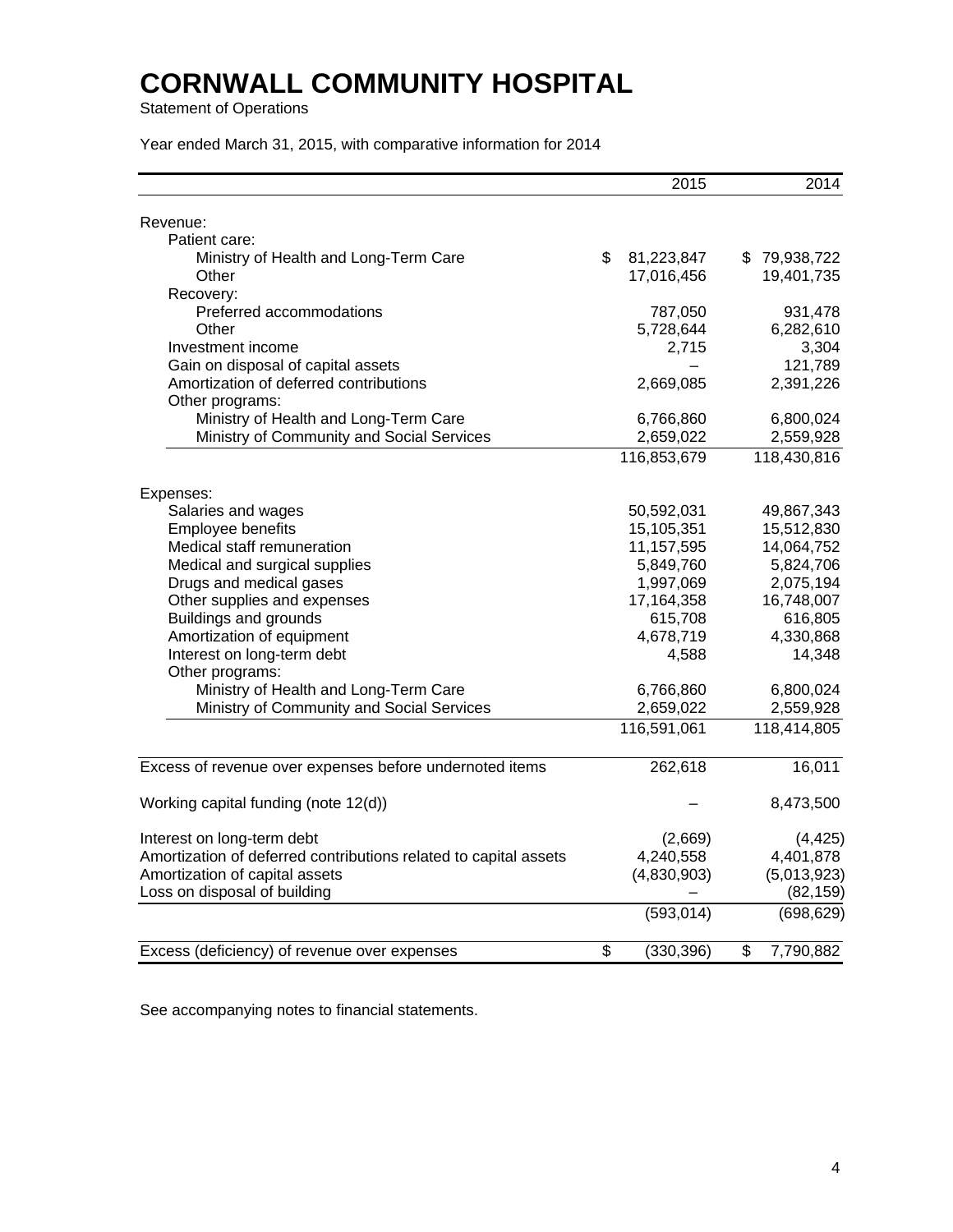# CORNWALL COMMUNITY HOSPITAL

Statement of Operations

Year ended March 31, 2015, with comparative information for 2014

| | 2015 | 2014 |
|---|---|---|
| Revenue: | | |
| Patient care: | | |
| Ministry of Health and Long-Term Care | $ 81,223,847 | $ 79,938,722 |
| Other | 17,016,456 | 19,401,735 |
| Recovery: | | |
| Preferred accommodations | 787,050 | 931,478 |
| Other | 5,728,644 | 6,282,610 |
| Investment income | 2,715 | 3,304 |
| Gain on disposal of capital assets | – | 121,789 |
| Amortization of deferred contributions | 2,669,085 | 2,391,226 |
| Other programs: | | |
| Ministry of Health and Long-Term Care | 6,766,860 | 6,800,024 |
| Ministry of Community and Social Services | 2,659,022 | 2,559,928 |
| | 116,853,679 | 118,430,816 |
| Expenses: | | |
| Salaries and wages | 50,592,031 | 49,867,343 |
| Employee benefits | 15,105,351 | 15,512,830 |
| Medical staff remuneration | 11,157,595 | 14,064,752 |
| Medical and surgical supplies | 5,849,760 | 5,824,706 |
| Drugs and medical gases | 1,997,069 | 2,075,194 |
| Other supplies and expenses | 17,164,358 | 16,748,007 |
| Buildings and grounds | 615,708 | 616,805 |
| Amortization of equipment | 4,678,719 | 4,330,868 |
| Interest on long-term debt | 4,588 | 14,348 |
| Other programs: | | |
| Ministry of Health and Long-Term Care | 6,766,860 | 6,800,024 |
| Ministry of Community and Social Services | 2,659,022 | 2,559,928 |
| | 116,591,061 | 118,414,805 |
| Excess of revenue over expenses before undernoted items | 262,618 | 16,011 |
| Working capital funding (note 12(d)) | – | 8,473,500 |
| Interest on long-term debt | (2,669) | (4,425) |
| Amortization of deferred contributions related to capital assets | 4,240,558 | 4,401,878 |
| Amortization of capital assets | (4,830,903) | (5,013,923) |
| Loss on disposal of building | – | (82,159) |
| | (593,014) | (698,629) |
| Excess (deficiency) of revenue over expenses | $ (330,396) | $ 7,790,882 |

See accompanying notes to financial statements.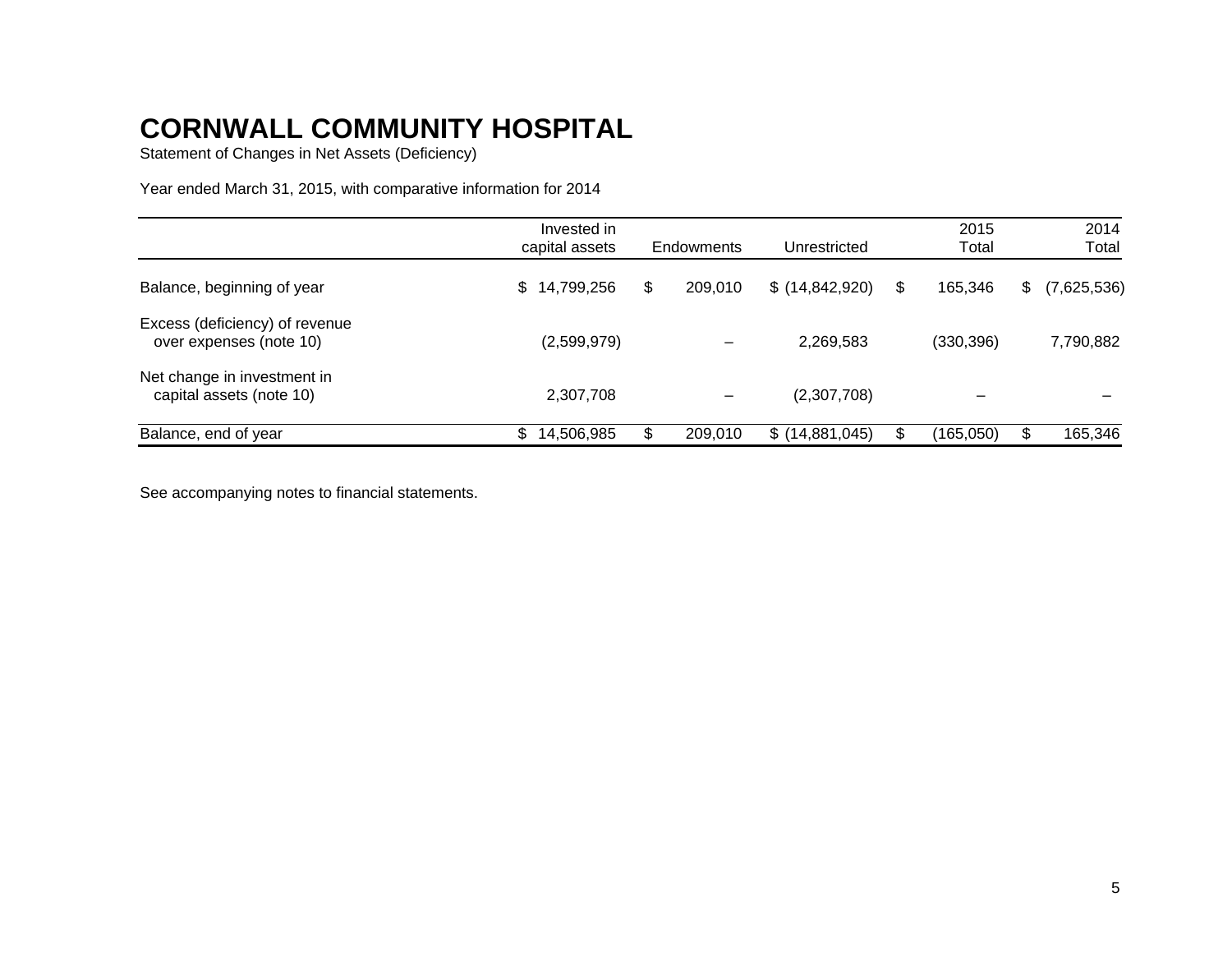# CORNWALL COMMUNITY HOSPITAL

Statement of Changes in Net Assets (Deficiency)

Year ended March 31, 2015, with comparative information for 2014

| | Invested in capital assets | Endowments | Unrestricted | 2015 Total | 2014 Total |
|---|---|---|---|---|---|
| Balance, beginning of year | $ 14,799,256 | $ 209,010 | $ (14,842,920) | $ 165,346 | $ (7,625,536) |
| Excess (deficiency) of revenue over expenses (note 10) | (2,599,979) | – | 2,269,583 | (330,396) | 7,790,882 |
| Net change in investment in capital assets (note 10) | 2,307,708 | – | (2,307,708) | – | – |
| Balance, end of year | $ 14,506,985 | $ 209,010 | $ (14,881,045) | $ (165,050) | $ 165,346 |

See accompanying notes to financial statements.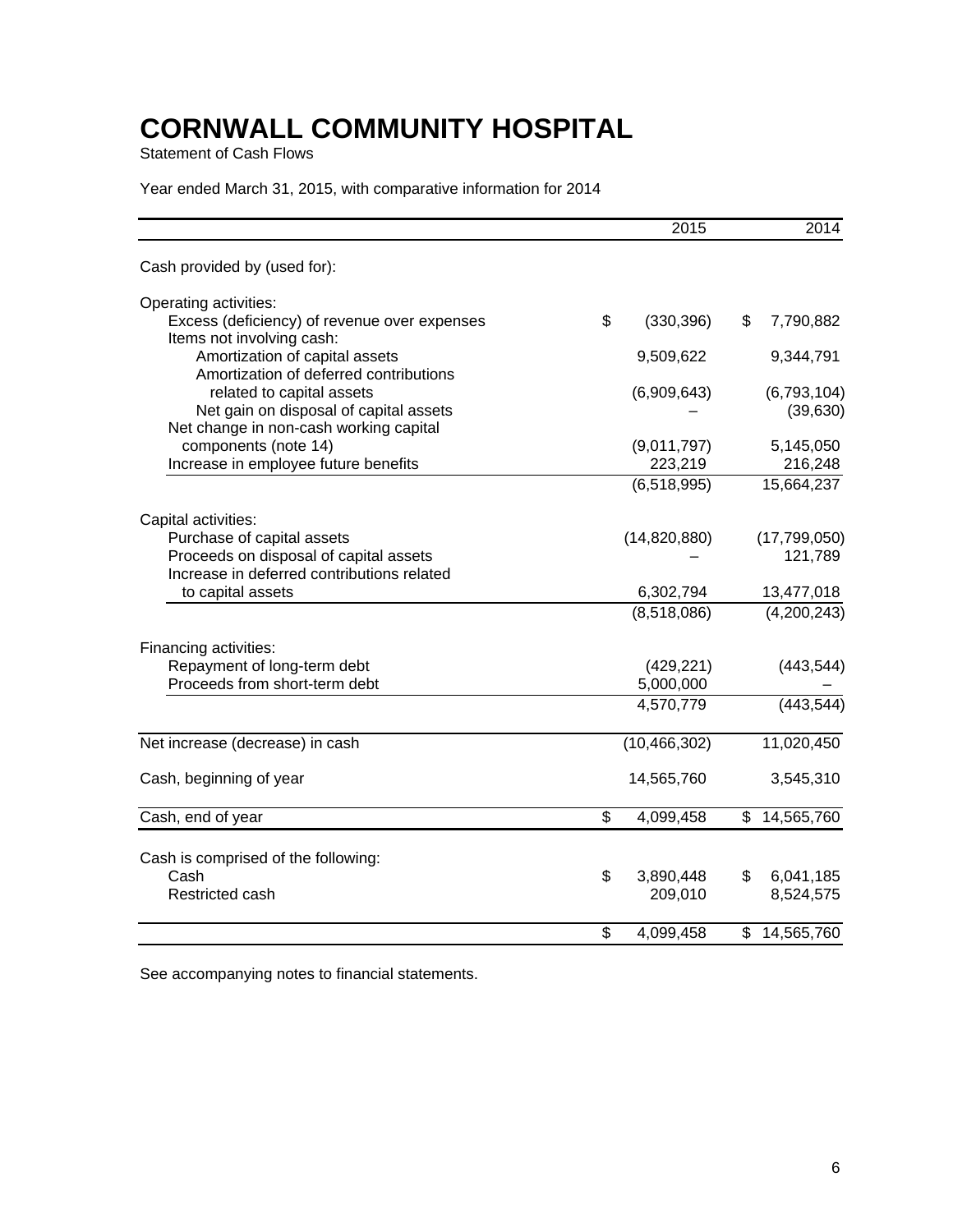# CORNWALL COMMUNITY HOSPITAL

Statement of Cash Flows

Year ended March 31, 2015, with comparative information for 2014

| | 2015 | 2014 |
|---|---|---|
| Cash provided by (used for): | | |
| Operating activities: | | |
| Excess (deficiency) of revenue over expenses | $ (330,396) | $ 7,790,882 |
| Items not involving cash: | | |
| Amortization of capital assets | 9,509,622 | 9,344,791 |
| Amortization of deferred contributions related to capital assets | (6,909,643) | (6,793,104) |
| Net gain on disposal of capital assets | – | (39,630) |
| Net change in non-cash working capital components (note 14) | (9,011,797) | 5,145,050 |
| Increase in employee future benefits | 223,219 | 216,248 |
| | (6,518,995) | 15,664,237 |
| Capital activities: | | |
| Purchase of capital assets | (14,820,880) | (17,799,050) |
| Proceeds on disposal of capital assets | – | 121,789 |
| Increase in deferred contributions related to capital assets | 6,302,794 | 13,477,018 |
| | (8,518,086) | (4,200,243) |
| Financing activities: | | |
| Repayment of long-term debt | (429,221) | (443,544) |
| Proceeds from short-term debt | 5,000,000 | – |
| | 4,570,779 | (443,544) |
| Net increase (decrease) in cash | (10,466,302) | 11,020,450 |
| Cash, beginning of year | 14,565,760 | 3,545,310 |
| Cash, end of year | $ 4,099,458 | $ 14,565,760 |
| Cash is comprised of the following: | | |
| Cash | $ 3,890,448 | $ 6,041,185 |
| Restricted cash | 209,010 | 8,524,575 |
| | $ 4,099,458 | $ 14,565,760 |

See accompanying notes to financial statements.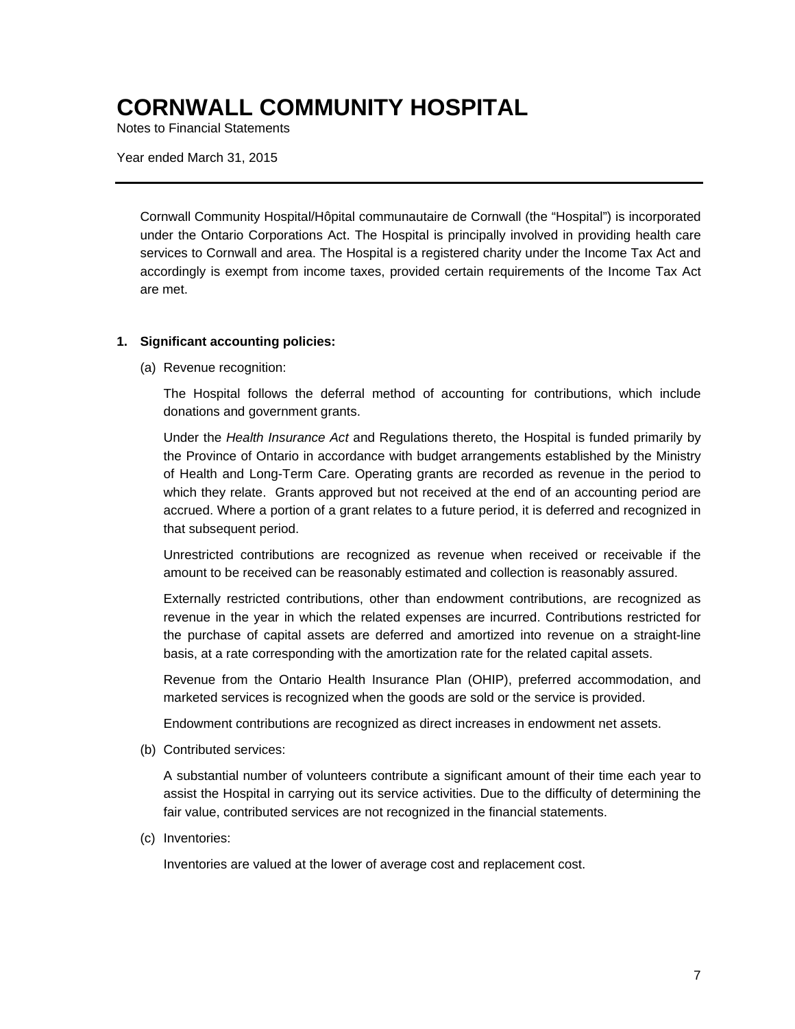# CORNWALL COMMUNITY HOSPITAL

Notes to Financial Statements

Year ended March 31, 2015

---

Cornwall Community Hospital/Hôpital communautaire de Cornwall (the "Hospital") is incorporated under the Ontario Corporations Act. The Hospital is principally involved in providing health care services to Cornwall and area. The Hospital is a registered charity under the Income Tax Act and accordingly is exempt from income taxes, provided certain requirements of the Income Tax Act are met.

## 1. Significant accounting policies:

(a) Revenue recognition:

The Hospital follows the deferral method of accounting for contributions, which include donations and government grants.

Under the *Health Insurance Act* and Regulations thereto, the Hospital is funded primarily by the Province of Ontario in accordance with budget arrangements established by the Ministry of Health and Long-Term Care. Operating grants are recorded as revenue in the period to which they relate. Grants approved but not received at the end of an accounting period are accrued. Where a portion of a grant relates to a future period, it is deferred and recognized in that subsequent period.

Unrestricted contributions are recognized as revenue when received or receivable if the amount to be received can be reasonably estimated and collection is reasonably assured.

Externally restricted contributions, other than endowment contributions, are recognized as revenue in the year in which the related expenses are incurred. Contributions restricted for the purchase of capital assets are deferred and amortized into revenue on a straight-line basis, at a rate corresponding with the amortization rate for the related capital assets.

Revenue from the Ontario Health Insurance Plan (OHIP), preferred accommodation, and marketed services is recognized when the goods are sold or the service is provided.

Endowment contributions are recognized as direct increases in endowment net assets.

(b) Contributed services:

A substantial number of volunteers contribute a significant amount of their time each year to assist the Hospital in carrying out its service activities. Due to the difficulty of determining the fair value, contributed services are not recognized in the financial statements.

(c) Inventories:

Inventories are valued at the lower of average cost and replacement cost.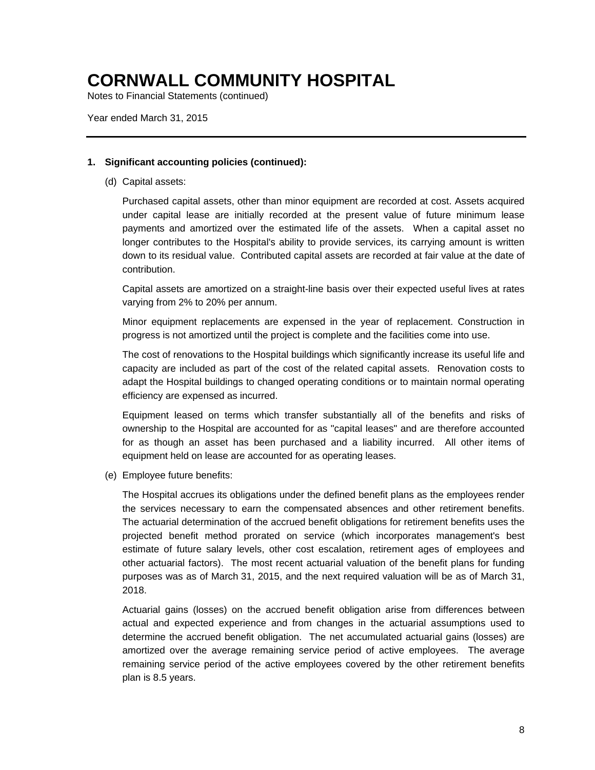# CORNWALL COMMUNITY HOSPITAL

Notes to Financial Statements (continued)

Year ended March 31, 2015

---

**1. Significant accounting policies (continued):**

(d) Capital assets:

Purchased capital assets, other than minor equipment are recorded at cost. Assets acquired under capital lease are initially recorded at the present value of future minimum lease payments and amortized over the estimated life of the assets. When a capital asset no longer contributes to the Hospital's ability to provide services, its carrying amount is written down to its residual value. Contributed capital assets are recorded at fair value at the date of contribution.

Capital assets are amortized on a straight-line basis over their expected useful lives at rates varying from 2% to 20% per annum.

Minor equipment replacements are expensed in the year of replacement. Construction in progress is not amortized until the project is complete and the facilities come into use.

The cost of renovations to the Hospital buildings which significantly increase its useful life and capacity are included as part of the cost of the related capital assets. Renovation costs to adapt the Hospital buildings to changed operating conditions or to maintain normal operating efficiency are expensed as incurred.

Equipment leased on terms which transfer substantially all of the benefits and risks of ownership to the Hospital are accounted for as "capital leases" and are therefore accounted for as though an asset has been purchased and a liability incurred. All other items of equipment held on lease are accounted for as operating leases.

(e) Employee future benefits:

The Hospital accrues its obligations under the defined benefit plans as the employees render the services necessary to earn the compensated absences and other retirement benefits. The actuarial determination of the accrued benefit obligations for retirement benefits uses the projected benefit method prorated on service (which incorporates management's best estimate of future salary levels, other cost escalation, retirement ages of employees and other actuarial factors). The most recent actuarial valuation of the benefit plans for funding purposes was as of March 31, 2015, and the next required valuation will be as of March 31, 2018.

Actuarial gains (losses) on the accrued benefit obligation arise from differences between actual and expected experience and from changes in the actuarial assumptions used to determine the accrued benefit obligation. The net accumulated actuarial gains (losses) are amortized over the average remaining service period of active employees. The average remaining service period of the active employees covered by the other retirement benefits plan is 8.5 years.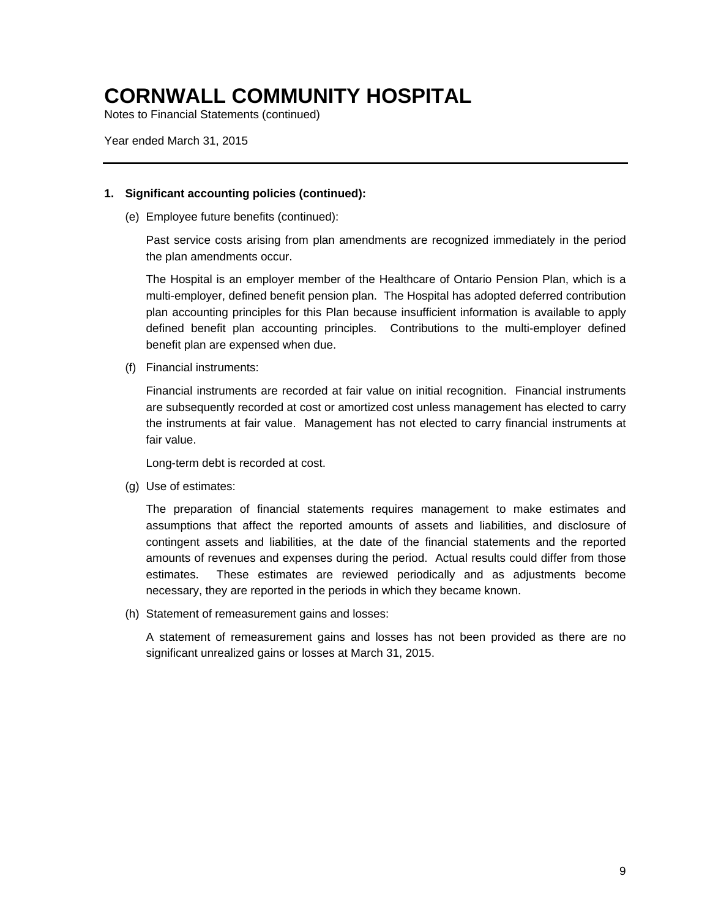# CORNWALL COMMUNITY HOSPITAL

Notes to Financial Statements (continued)

Year ended March 31, 2015

---

**1. Significant accounting policies (continued):**

(e) Employee future benefits (continued):

Past service costs arising from plan amendments are recognized immediately in the period the plan amendments occur.

The Hospital is an employer member of the Healthcare of Ontario Pension Plan, which is a multi-employer, defined benefit pension plan. The Hospital has adopted deferred contribution plan accounting principles for this Plan because insufficient information is available to apply defined benefit plan accounting principles. Contributions to the multi-employer defined benefit plan are expensed when due.

(f) Financial instruments:

Financial instruments are recorded at fair value on initial recognition. Financial instruments are subsequently recorded at cost or amortized cost unless management has elected to carry the instruments at fair value. Management has not elected to carry financial instruments at fair value.

Long-term debt is recorded at cost.

(g) Use of estimates:

The preparation of financial statements requires management to make estimates and assumptions that affect the reported amounts of assets and liabilities, and disclosure of contingent assets and liabilities, at the date of the financial statements and the reported amounts of revenues and expenses during the period. Actual results could differ from those estimates. These estimates are reviewed periodically and as adjustments become necessary, they are reported in the periods in which they became known.

(h) Statement of remeasurement gains and losses:

A statement of remeasurement gains and losses has not been provided as there are no significant unrealized gains or losses at March 31, 2015.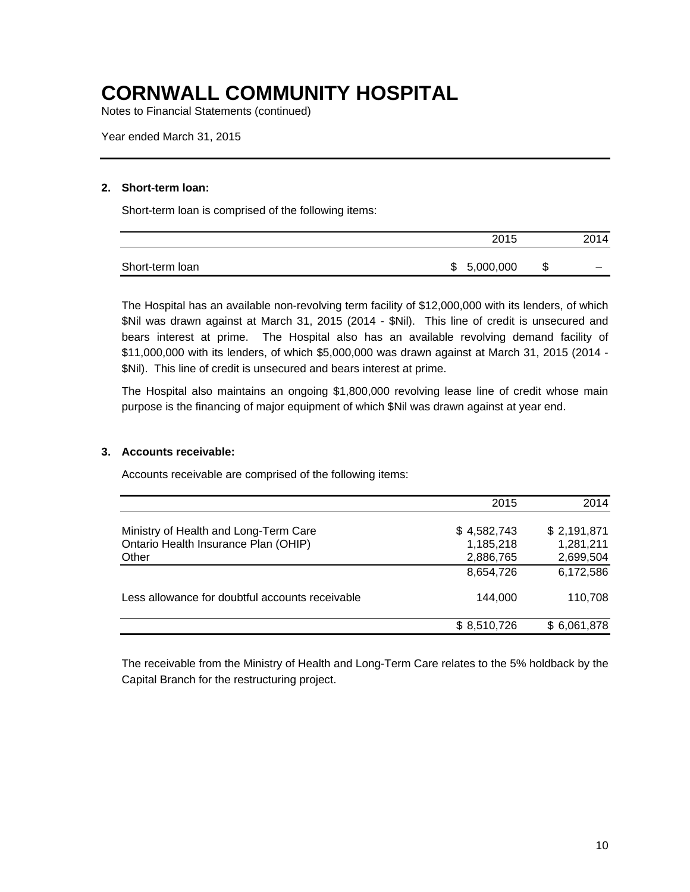# CORNWALL COMMUNITY HOSPITAL

Notes to Financial Statements (continued)

Year ended March 31, 2015

## 2. Short-term loan:

Short-term loan is comprised of the following items:

| | 2015 | 2014 |
|---|---|---|
| Short-term loan | $ 5,000,000 | $ – |

The Hospital has an available non-revolving term facility of $12,000,000 with its lenders, of which $Nil was drawn against at March 31, 2015 (2014 - $Nil). This line of credit is unsecured and bears interest at prime. The Hospital also has an available revolving demand facility of $11,000,000 with its lenders, of which $5,000,000 was drawn against at March 31, 2015 (2014 - $Nil). This line of credit is unsecured and bears interest at prime.

The Hospital also maintains an ongoing $1,800,000 revolving lease line of credit whose main purpose is the financing of major equipment of which $Nil was drawn against at year end.

## 3. Accounts receivable:

Accounts receivable are comprised of the following items:

| | 2015 | 2014 |
|---|---|---|
| Ministry of Health and Long-Term Care | $ 4,582,743 | $ 2,191,871 |
| Ontario Health Insurance Plan (OHIP) | 1,185,218 | 1,281,211 |
| Other | 2,886,765 | 2,699,504 |
| | 8,654,726 | 6,172,586 |
| Less allowance for doubtful accounts receivable | 144,000 | 110,708 |
| | $ 8,510,726 | $ 6,061,878 |

The receivable from the Ministry of Health and Long-Term Care relates to the 5% holdback by the Capital Branch for the restructuring project.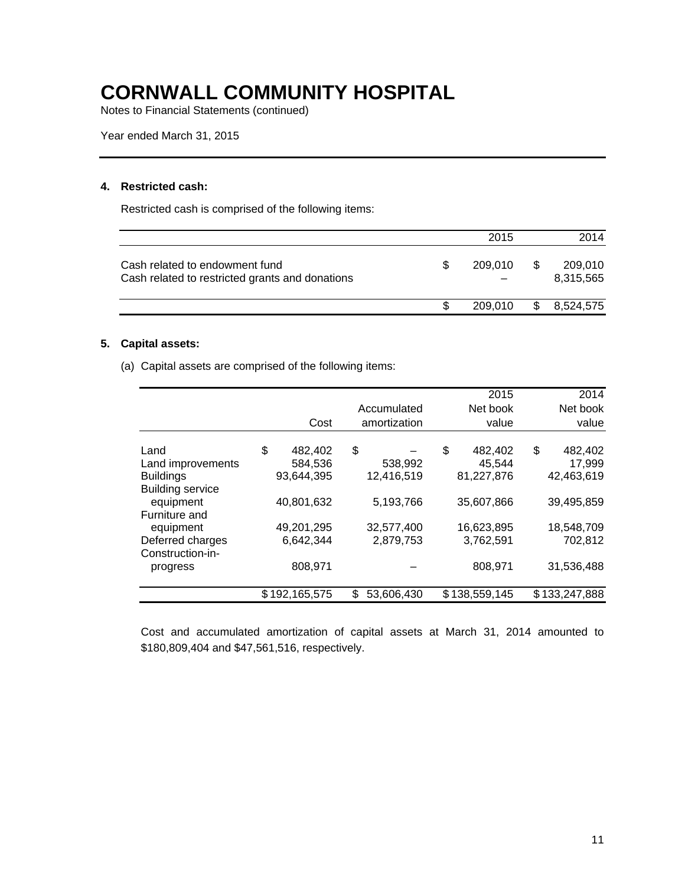# CORNWALL COMMUNITY HOSPITAL

Notes to Financial Statements (continued)

Year ended March 31, 2015

### 4. Restricted cash:

Restricted cash is comprised of the following items:

| | 2015 | 2014 |
|---|---|---|
| Cash related to endowment fund | $ 209,010 | $ 209,010 |
| Cash related to restricted grants and donations | – | 8,315,565 |
| | $ 209,010 | $ 8,524,575 |

### 5. Capital assets:

(a) Capital assets are comprised of the following items:

| | Cost | Accumulated amortization | 2015 Net book value | 2014 Net book value |
|---|---|---|---|---|
| Land | $ 482,402 | $ – | $ 482,402 | $ 482,402 |
| Land improvements | 584,536 | 538,992 | 45,544 | 17,999 |
| Buildings | 93,644,395 | 12,416,519 | 81,227,876 | 42,463,619 |
| Building service equipment | 40,801,632 | 5,193,766 | 35,607,866 | 39,495,859 |
| Furniture and equipment | 49,201,295 | 32,577,400 | 16,623,895 | 18,548,709 |
| Deferred charges | 6,642,344 | 2,879,753 | 3,762,591 | 702,812 |
| Construction-in-progress | 808,971 | – | 808,971 | 31,536,488 |
| | $ 192,165,575 | $ 53,606,430 | $ 138,559,145 | $ 133,247,888 |

Cost and accumulated amortization of capital assets at March 31, 2014 amounted to $180,809,404 and $47,561,516, respectively.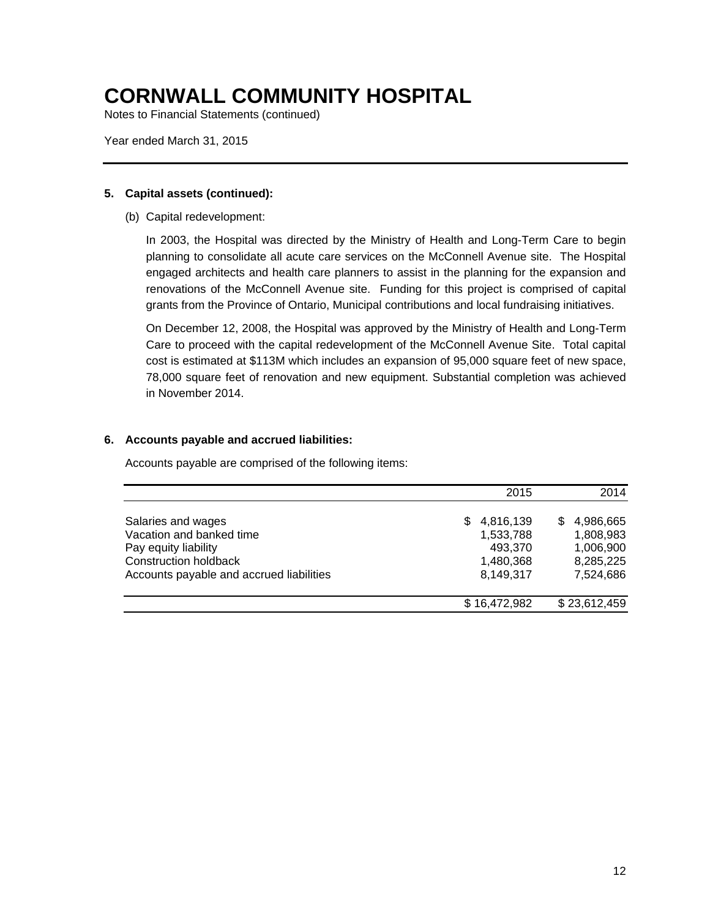# CORNWALL COMMUNITY HOSPITAL

Notes to Financial Statements (continued)

Year ended March 31, 2015

---

**5. Capital assets (continued):**

(b) Capital redevelopment:

In 2003, the Hospital was directed by the Ministry of Health and Long-Term Care to begin planning to consolidate all acute care services on the McConnell Avenue site. The Hospital engaged architects and health care planners to assist in the planning for the expansion and renovations of the McConnell Avenue site. Funding for this project is comprised of capital grants from the Province of Ontario, Municipal contributions and local fundraising initiatives.

On December 12, 2008, the Hospital was approved by the Ministry of Health and Long-Term Care to proceed with the capital redevelopment of the McConnell Avenue Site. Total capital cost is estimated at $113M which includes an expansion of 95,000 square feet of new space, 78,000 square feet of renovation and new equipment. Substantial completion was achieved in November 2014.

**6. Accounts payable and accrued liabilities:**

Accounts payable are comprised of the following items:

| | 2015 | 2014 |
|---|---|---|
| Salaries and wages | $ 4,816,139 | $ 4,986,665 |
| Vacation and banked time | 1,533,788 | 1,808,983 |
| Pay equity liability | 493,370 | 1,006,900 |
| Construction holdback | 1,480,368 | 8,285,225 |
| Accounts payable and accrued liabilities | 8,149,317 | 7,524,686 |
| | $ 16,472,982 | $ 23,612,459 |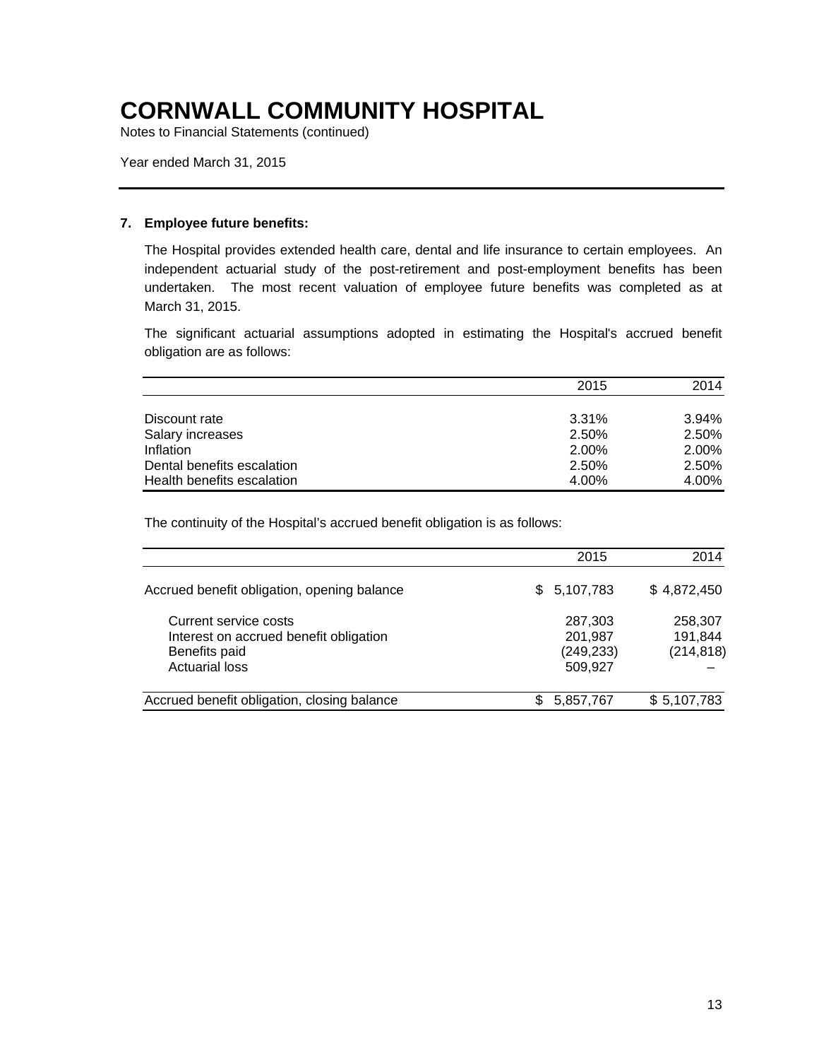# CORNWALL COMMUNITY HOSPITAL

Notes to Financial Statements (continued)

Year ended March 31, 2015

## 7. Employee future benefits:

The Hospital provides extended health care, dental and life insurance to certain employees. An independent actuarial study of the post-retirement and post-employment benefits has been undertaken. The most recent valuation of employee future benefits was completed as at March 31, 2015.

The significant actuarial assumptions adopted in estimating the Hospital's accrued benefit obligation are as follows:

| | 2015 | 2014 |
|---|---:|---:|
| Discount rate | 3.31% | 3.94% |
| Salary increases | 2.50% | 2.50% |
| Inflation | 2.00% | 2.00% |
| Dental benefits escalation | 2.50% | 2.50% |
| Health benefits escalation | 4.00% | 4.00% |

The continuity of the Hospital's accrued benefit obligation is as follows:

| | 2015 | 2014 |
|---|---:|---:|
| Accrued benefit obligation, opening balance | $ 5,107,783 | $ 4,872,450 |
| Current service costs | 287,303 | 258,307 |
| Interest on accrued benefit obligation | 201,987 | 191,844 |
| Benefits paid | (249,233) | (214,818) |
| Actuarial loss | 509,927 | – |
| Accrued benefit obligation, closing balance | $ 5,857,767 | $ 5,107,783 |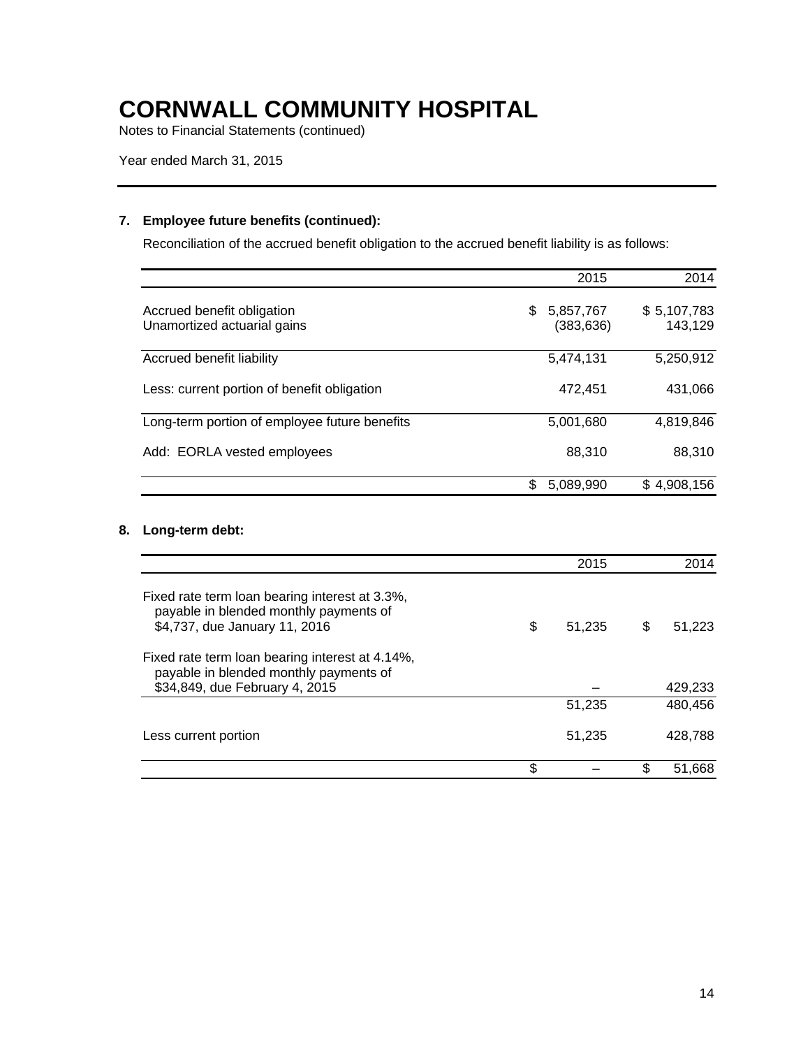# CORNWALL COMMUNITY HOSPITAL

Notes to Financial Statements (continued)

Year ended March 31, 2015

## 7. Employee future benefits (continued):

Reconciliation of the accrued benefit obligation to the accrued benefit liability is as follows:

| | 2015 | 2014 |
|---|---|---|
| Accrued benefit obligation | $ 5,857,767 | $ 5,107,783 |
| Unamortized actuarial gains | (383,636) | 143,129 |
| Accrued benefit liability | 5,474,131 | 5,250,912 |
| Less: current portion of benefit obligation | 472,451 | 431,066 |
| Long-term portion of employee future benefits | 5,001,680 | 4,819,846 |
| Add: EORLA vested employees | 88,310 | 88,310 |
| | $ 5,089,990 | $ 4,908,156 |

## 8. Long-term debt:

| | 2015 | 2014 |
|---|---|---|
| Fixed rate term loan bearing interest at 3.3%, payable in blended monthly payments of $4,737, due January 11, 2016 | $ 51,235 | $ 51,223 |
| Fixed rate term loan bearing interest at 4.14%, payable in blended monthly payments of $34,849, due February 4, 2015 | – | 429,233 |
| | 51,235 | 480,456 |
| Less current portion | 51,235 | 428,788 |
| | $ – | $ 51,668 |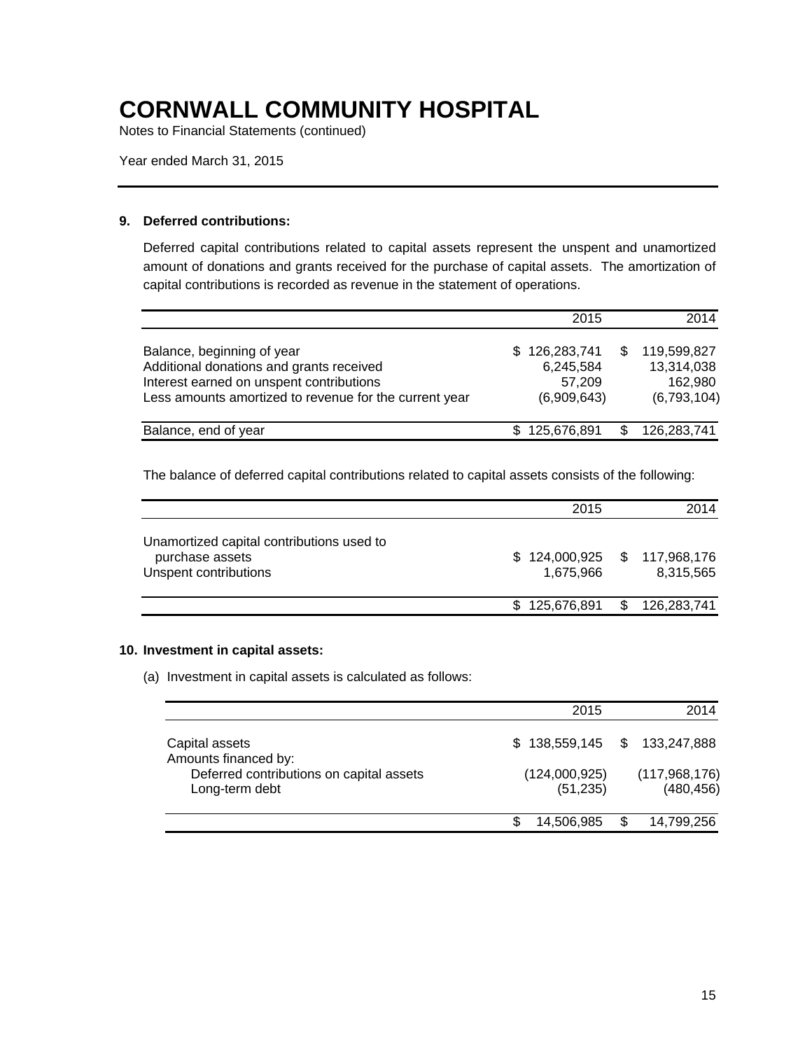# CORNWALL COMMUNITY HOSPITAL

Notes to Financial Statements (continued)

Year ended March 31, 2015

## 9. Deferred contributions:

Deferred capital contributions related to capital assets represent the unspent and unamortized amount of donations and grants received for the purchase of capital assets. The amortization of capital contributions is recorded as revenue in the statement of operations.

| | 2015 | 2014 |
|---|---|---|
| Balance, beginning of year | $ 126,283,741 | $ 119,599,827 |
| Additional donations and grants received | 6,245,584 | 13,314,038 |
| Interest earned on unspent contributions | 57,209 | 162,980 |
| Less amounts amortized to revenue for the current year | (6,909,643) | (6,793,104) |
| Balance, end of year | $ 125,676,891 | $ 126,283,741 |

The balance of deferred capital contributions related to capital assets consists of the following:

| | 2015 | 2014 |
|---|---|---|
| Unamortized capital contributions used to purchase assets | $ 124,000,925 | $ 117,968,176 |
| Unspent contributions | 1,675,966 | 8,315,565 |
| | $ 125,676,891 | $ 126,283,741 |

## 10. Investment in capital assets:

(a) Investment in capital assets is calculated as follows:

| | 2015 | 2014 |
|---|---|---|
| Capital assets | $ 138,559,145 | $ 133,247,888 |
| Amounts financed by: | | |
| Deferred contributions on capital assets | (124,000,925) | (117,968,176) |
| Long-term debt | (51,235) | (480,456) |
| | $ 14,506,985 | $ 14,799,256 |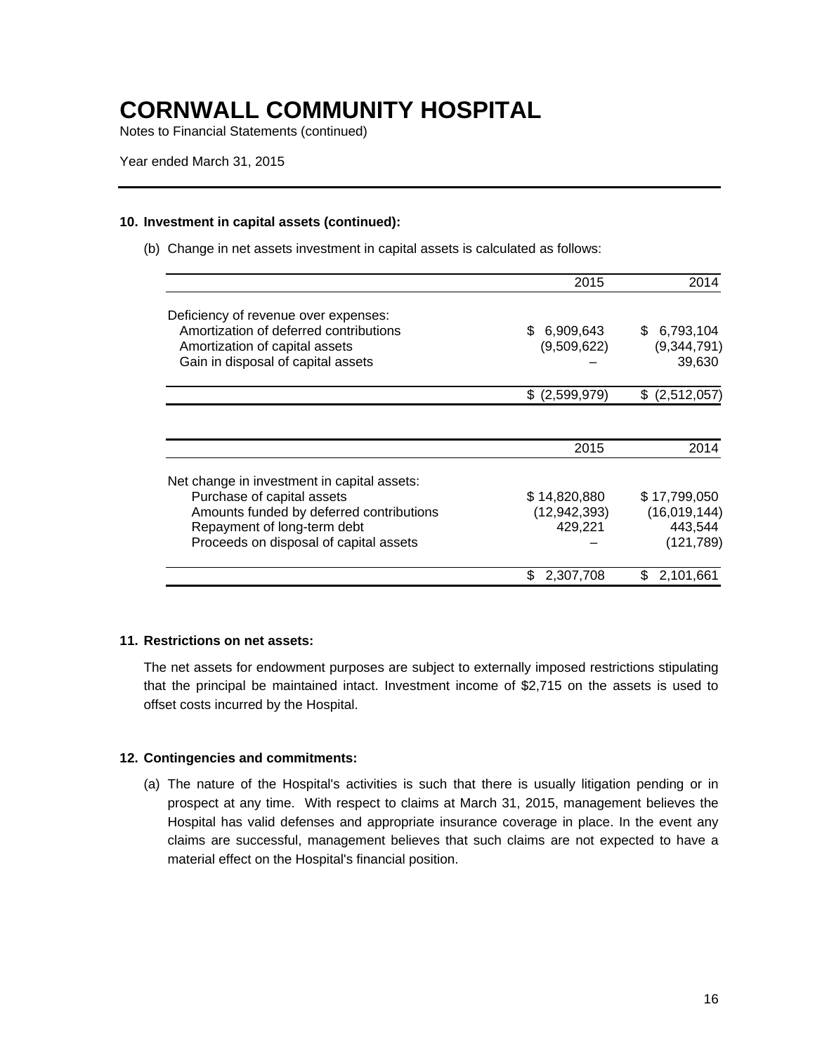# CORNWALL COMMUNITY HOSPITAL

Notes to Financial Statements (continued)

Year ended March 31, 2015

---

**10. Investment in capital assets (continued):**

(b) Change in net assets investment in capital assets is calculated as follows:

| | 2015 | 2014 |
|---|---|---|
| Deficiency of revenue over expenses: | | |
| Amortization of deferred contributions | $ 6,909,643 | $ 6,793,104 |
| Amortization of capital assets | (9,509,622) | (9,344,791) |
| Gain in disposal of capital assets | – | 39,630 |
| | $ (2,599,979) | $ (2,512,057) |

| | 2015 | 2014 |
|---|---|---|
| Net change in investment in capital assets: | | |
| Purchase of capital assets | $ 14,820,880 | $ 17,799,050 |
| Amounts funded by deferred contributions | (12,942,393) | (16,019,144) |
| Repayment of long-term debt | 429,221 | 443,544 |
| Proceeds on disposal of capital assets | – | (121,789) |
| | $ 2,307,708 | $ 2,101,661 |

**11. Restrictions on net assets:**

The net assets for endowment purposes are subject to externally imposed restrictions stipulating that the principal be maintained intact. Investment income of $2,715 on the assets is used to offset costs incurred by the Hospital.

**12. Contingencies and commitments:**

(a) The nature of the Hospital's activities is such that there is usually litigation pending or in prospect at any time. With respect to claims at March 31, 2015, management believes the Hospital has valid defenses and appropriate insurance coverage in place. In the event any claims are successful, management believes that such claims are not expected to have a material effect on the Hospital's financial position.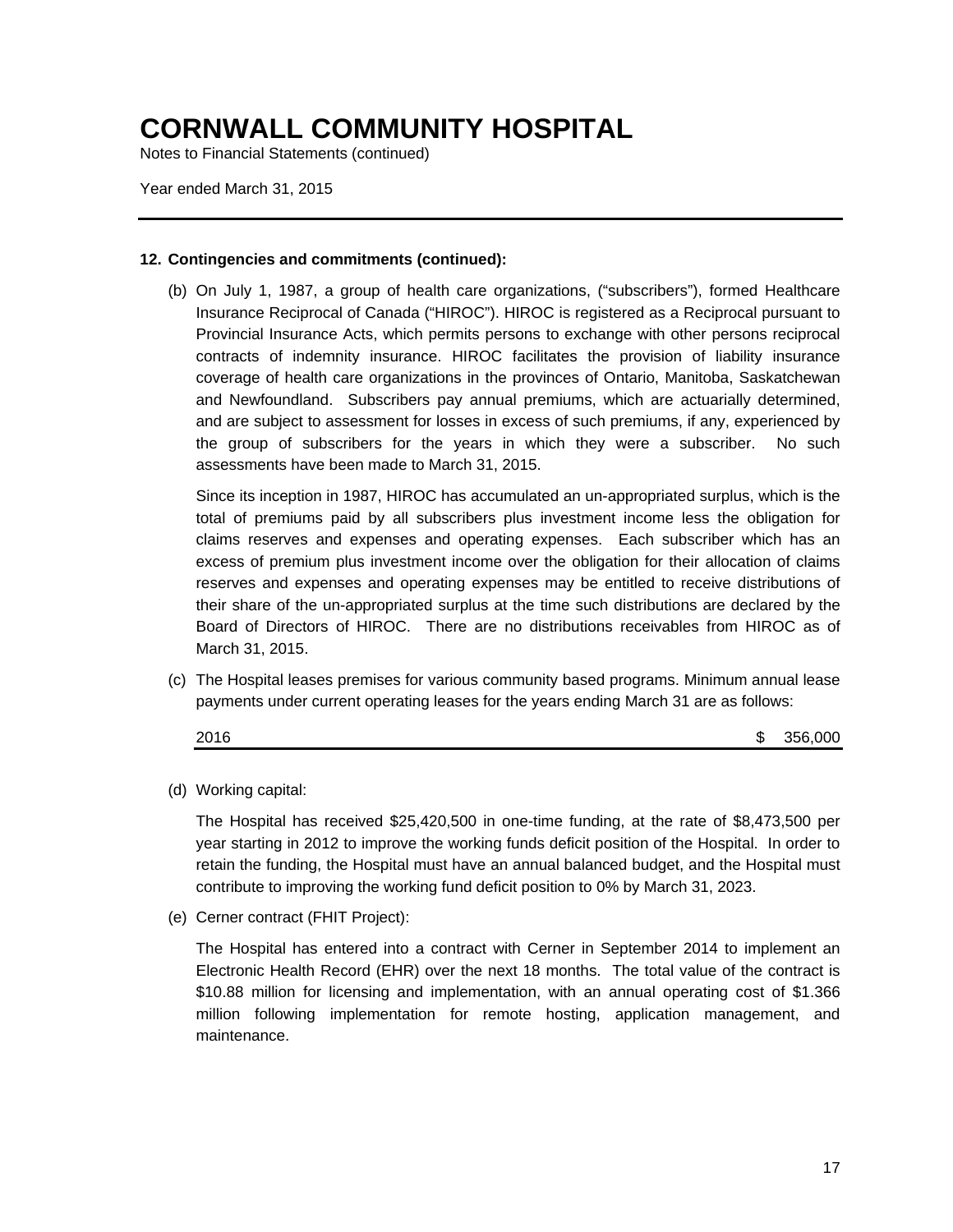# CORNWALL COMMUNITY HOSPITAL

Notes to Financial Statements (continued)

Year ended March 31, 2015

---

**12. Contingencies and commitments (continued):**

(b) On July 1, 1987, a group of health care organizations, ("subscribers"), formed Healthcare Insurance Reciprocal of Canada ("HIROC"). HIROC is registered as a Reciprocal pursuant to Provincial Insurance Acts, which permits persons to exchange with other persons reciprocal contracts of indemnity insurance. HIROC facilitates the provision of liability insurance coverage of health care organizations in the provinces of Ontario, Manitoba, Saskatchewan and Newfoundland. Subscribers pay annual premiums, which are actuarially determined, and are subject to assessment for losses in excess of such premiums, if any, experienced by the group of subscribers for the years in which they were a subscriber. No such assessments have been made to March 31, 2015.

Since its inception in 1987, HIROC has accumulated an un-appropriated surplus, which is the total of premiums paid by all subscribers plus investment income less the obligation for claims reserves and expenses and operating expenses. Each subscriber which has an excess of premium plus investment income over the obligation for their allocation of claims reserves and expenses and operating expenses may be entitled to receive distributions of their share of the un-appropriated surplus at the time such distributions are declared by the Board of Directors of HIROC. There are no distributions receivables from HIROC as of March 31, 2015.

(c) The Hospital leases premises for various community based programs. Minimum annual lease payments under current operating leases for the years ending March 31 are as follows:

| | |
|---|---|
| 2016 | $ 356,000 |

(d) Working capital:

The Hospital has received $25,420,500 in one-time funding, at the rate of $8,473,500 per year starting in 2012 to improve the working funds deficit position of the Hospital. In order to retain the funding, the Hospital must have an annual balanced budget, and the Hospital must contribute to improving the working fund deficit position to 0% by March 31, 2023.

(e) Cerner contract (FHIT Project):

The Hospital has entered into a contract with Cerner in September 2014 to implement an Electronic Health Record (EHR) over the next 18 months. The total value of the contract is $10.88 million for licensing and implementation, with an annual operating cost of $1.366 million following implementation for remote hosting, application management, and maintenance.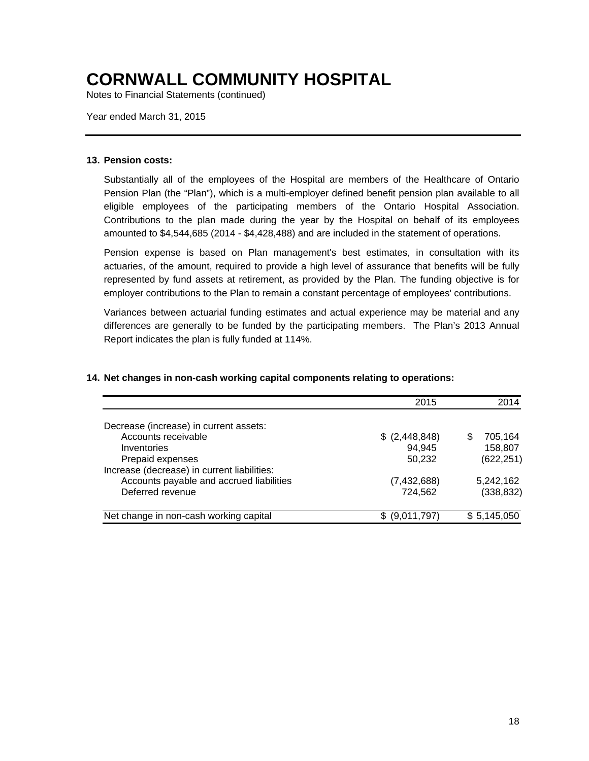# CORNWALL COMMUNITY HOSPITAL

Notes to Financial Statements (continued)

Year ended March 31, 2015

### 13. Pension costs:

Substantially all of the employees of the Hospital are members of the Healthcare of Ontario Pension Plan (the “Plan”), which is a multi-employer defined benefit pension plan available to all eligible employees of the participating members of the Ontario Hospital Association. Contributions to the plan made during the year by the Hospital on behalf of its employees amounted to $4,544,685 (2014 - $4,428,488) and are included in the statement of operations.

Pension expense is based on Plan management's best estimates, in consultation with its actuaries, of the amount, required to provide a high level of assurance that benefits will be fully represented by fund assets at retirement, as provided by the Plan. The funding objective is for employer contributions to the Plan to remain a constant percentage of employees' contributions.

Variances between actuarial funding estimates and actual experience may be material and any differences are generally to be funded by the participating members. The Plan’s 2013 Annual Report indicates the plan is fully funded at 114%.

### 14. Net changes in non-cash working capital components relating to operations:

| | 2015 | 2014 |
|---|---|---|
| Decrease (increase) in current assets: | | |
| Accounts receivable | $ (2,448,848) | $ 705,164 |
| Inventories | 94,945 | 158,807 |
| Prepaid expenses | 50,232 | (622,251) |
| Increase (decrease) in current liabilities: | | |
| Accounts payable and accrued liabilities | (7,432,688) | 5,242,162 |
| Deferred revenue | 724,562 | (338,832) |
| Net change in non-cash working capital | $ (9,011,797) | $ 5,145,050 |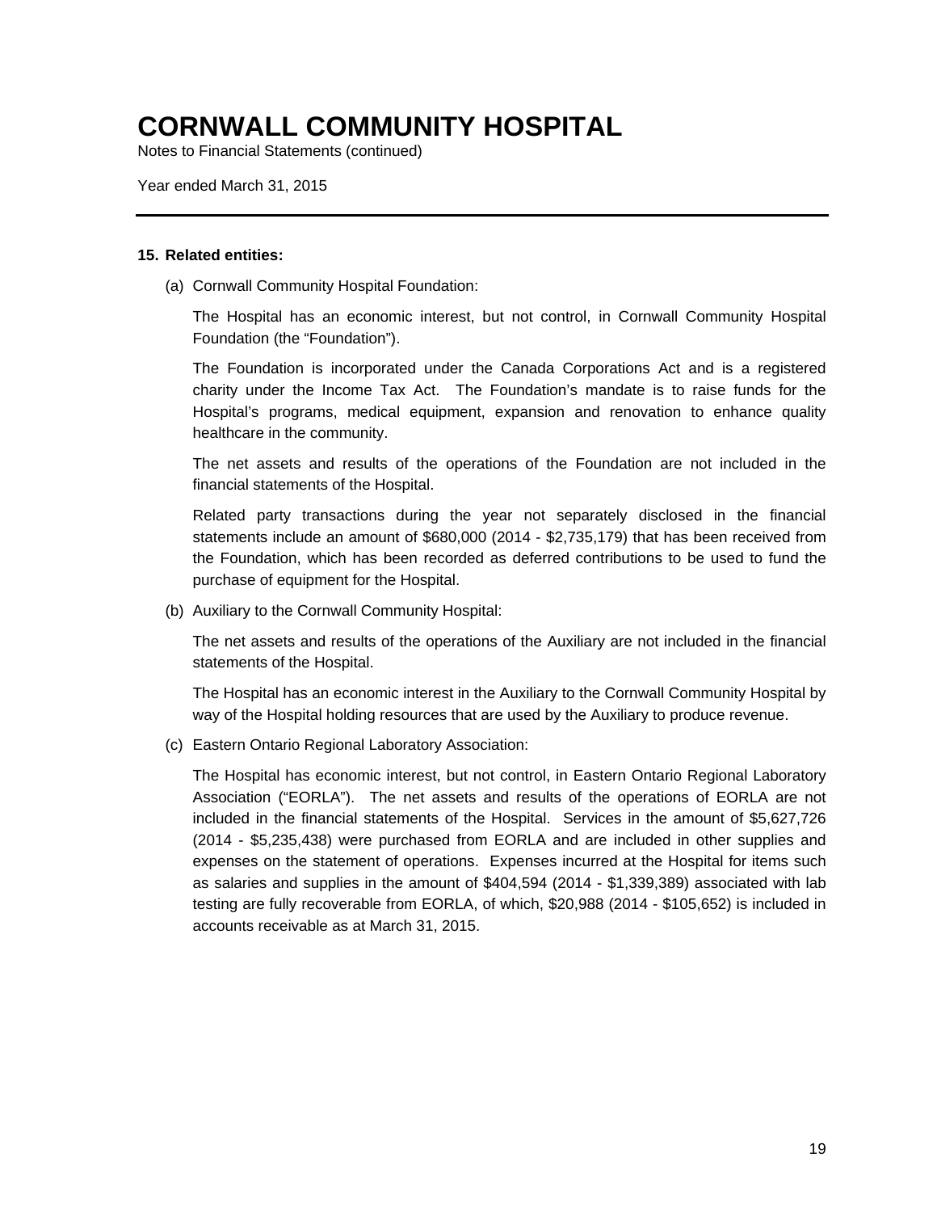# CORNWALL COMMUNITY HOSPITAL

Notes to Financial Statements (continued)

Year ended March 31, 2015

---

**15. Related entities:**

(a) Cornwall Community Hospital Foundation:

The Hospital has an economic interest, but not control, in Cornwall Community Hospital Foundation (the "Foundation").

The Foundation is incorporated under the Canada Corporations Act and is a registered charity under the Income Tax Act. The Foundation's mandate is to raise funds for the Hospital's programs, medical equipment, expansion and renovation to enhance quality healthcare in the community.

The net assets and results of the operations of the Foundation are not included in the financial statements of the Hospital.

Related party transactions during the year not separately disclosed in the financial statements include an amount of $680,000 (2014 - $2,735,179) that has been received from the Foundation, which has been recorded as deferred contributions to be used to fund the purchase of equipment for the Hospital.

(b) Auxiliary to the Cornwall Community Hospital:

The net assets and results of the operations of the Auxiliary are not included in the financial statements of the Hospital.

The Hospital has an economic interest in the Auxiliary to the Cornwall Community Hospital by way of the Hospital holding resources that are used by the Auxiliary to produce revenue.

(c) Eastern Ontario Regional Laboratory Association:

The Hospital has economic interest, but not control, in Eastern Ontario Regional Laboratory Association ("EORLA"). The net assets and results of the operations of EORLA are not included in the financial statements of the Hospital. Services in the amount of $5,627,726 (2014 - $5,235,438) were purchased from EORLA and are included in other supplies and expenses on the statement of operations. Expenses incurred at the Hospital for items such as salaries and supplies in the amount of $404,594 (2014 - $1,339,389) associated with lab testing are fully recoverable from EORLA, of which, $20,988 (2014 - $105,652) is included in accounts receivable as at March 31, 2015.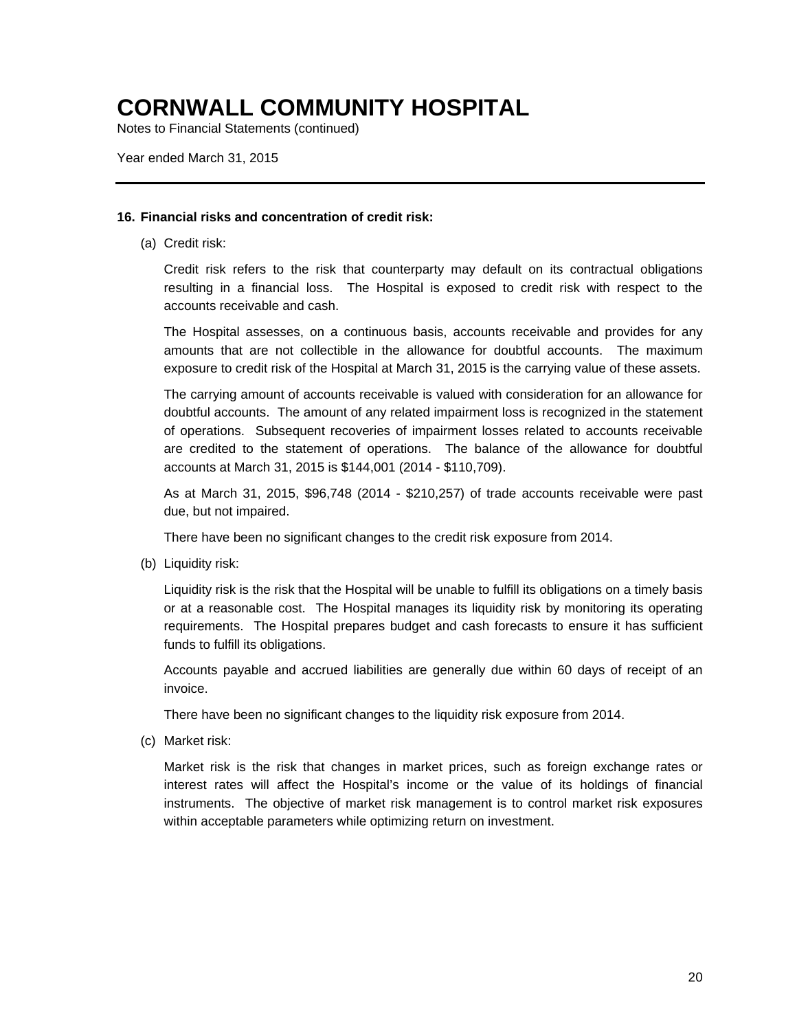# CORNWALL COMMUNITY HOSPITAL

Notes to Financial Statements (continued)

Year ended March 31, 2015

---

**16. Financial risks and concentration of credit risk:**

(a) Credit risk:

Credit risk refers to the risk that counterparty may default on its contractual obligations resulting in a financial loss. The Hospital is exposed to credit risk with respect to the accounts receivable and cash.

The Hospital assesses, on a continuous basis, accounts receivable and provides for any amounts that are not collectible in the allowance for doubtful accounts. The maximum exposure to credit risk of the Hospital at March 31, 2015 is the carrying value of these assets.

The carrying amount of accounts receivable is valued with consideration for an allowance for doubtful accounts. The amount of any related impairment loss is recognized in the statement of operations. Subsequent recoveries of impairment losses related to accounts receivable are credited to the statement of operations. The balance of the allowance for doubtful accounts at March 31, 2015 is $144,001 (2014 - $110,709).

As at March 31, 2015, $96,748 (2014 - $210,257) of trade accounts receivable were past due, but not impaired.

There have been no significant changes to the credit risk exposure from 2014.

(b) Liquidity risk:

Liquidity risk is the risk that the Hospital will be unable to fulfill its obligations on a timely basis or at a reasonable cost. The Hospital manages its liquidity risk by monitoring its operating requirements. The Hospital prepares budget and cash forecasts to ensure it has sufficient funds to fulfill its obligations.

Accounts payable and accrued liabilities are generally due within 60 days of receipt of an invoice.

There have been no significant changes to the liquidity risk exposure from 2014.

(c) Market risk:

Market risk is the risk that changes in market prices, such as foreign exchange rates or interest rates will affect the Hospital's income or the value of its holdings of financial instruments. The objective of market risk management is to control market risk exposures within acceptable parameters while optimizing return on investment.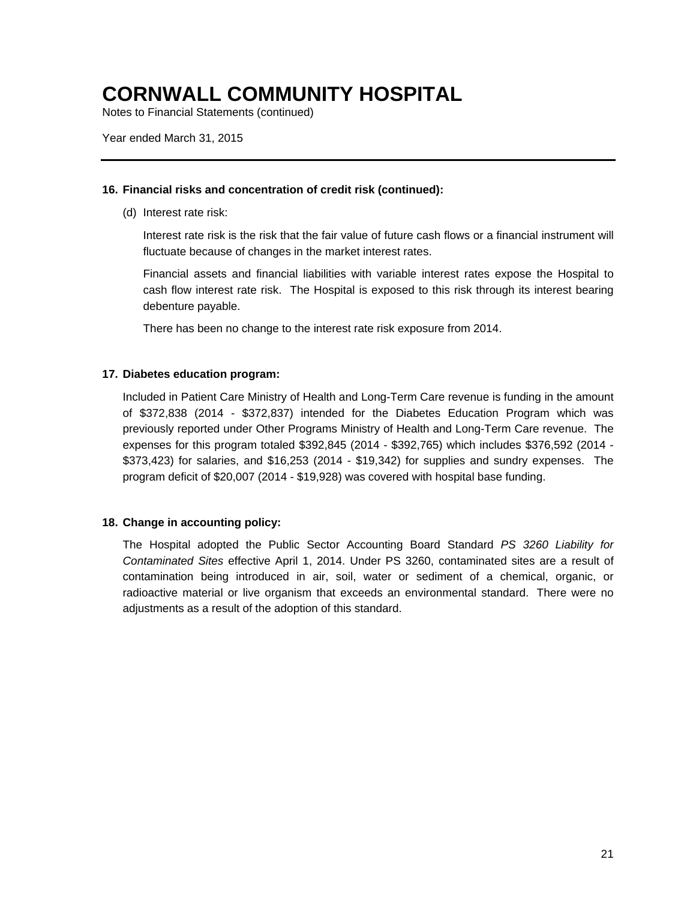# CORNWALL COMMUNITY HOSPITAL

Notes to Financial Statements (continued)

Year ended March 31, 2015

---

### 16. Financial risks and concentration of credit risk (continued):

(d) Interest rate risk:

Interest rate risk is the risk that the fair value of future cash flows or a financial instrument will fluctuate because of changes in the market interest rates.

Financial assets and financial liabilities with variable interest rates expose the Hospital to cash flow interest rate risk. The Hospital is exposed to this risk through its interest bearing debenture payable.

There has been no change to the interest rate risk exposure from 2014.

### 17. Diabetes education program:

Included in Patient Care Ministry of Health and Long-Term Care revenue is funding in the amount of $372,838 (2014 - $372,837) intended for the Diabetes Education Program which was previously reported under Other Programs Ministry of Health and Long-Term Care revenue. The expenses for this program totaled $392,845 (2014 - $392,765) which includes $376,592 (2014 - $373,423) for salaries, and $16,253 (2014 - $19,342) for supplies and sundry expenses. The program deficit of $20,007 (2014 - $19,928) was covered with hospital base funding.

### 18. Change in accounting policy:

The Hospital adopted the Public Sector Accounting Board Standard *PS 3260 Liability for Contaminated Sites* effective April 1, 2014. Under PS 3260, contaminated sites are a result of contamination being introduced in air, soil, water or sediment of a chemical, organic, or radioactive material or live organism that exceeds an environmental standard. There were no adjustments as a result of the adoption of this standard.